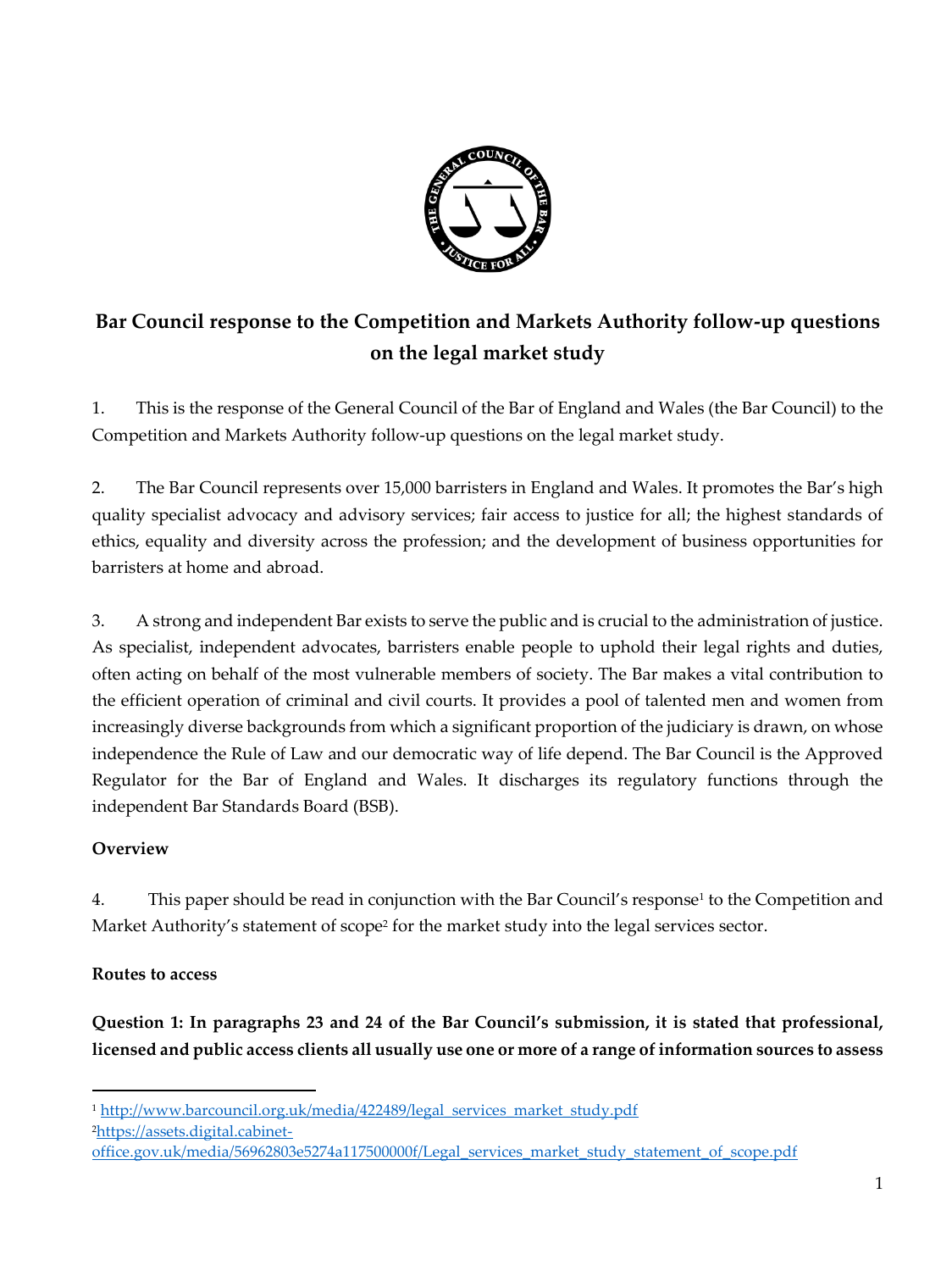# Bar Council response to the Competition and Markets Authority follow-up questions on the legal market study

1. This is the response of the General Council of the Bar of England and Wales (the Bar Council) to the Competition and Markets Authority follow-up questions on the legal market study.

2. The Bar Council represents over 15,000 barristers in England and Wales. It promotes the Bar's high quality specialist advocacy and advisory services; fair access to justice for all; the highest standards of ethics, equality and diversity across the profession; and the development of business opportunities for barristers at home and abroad.

3. A strong and independent Bar exists to serve the public and is crucial to the administration of justice. As specialist, independent advocates, barristers enable people to uphold their legal rights and duties, often acting on behalf of the most vulnerable members of society. The Bar makes a vital contribution to the efficient operation of criminal and civil courts. It provides a pool of talented men and women from increasingly diverse backgrounds from which a significant proportion of the judiciary is drawn, on whose independence the Rule of Law and our democratic way of life depend. The Bar Council is the Approved Regulator for the Bar of England and Wales. It discharges its regulatory functions through the independent Bar Standards Board (BSB).

## Overview

4. This paper should be read in conjunction with the Bar Council's response[1] to the Competition and Market Authority's statement of scope[2] for the market study into the legal services sector.

## Routes to access

**Question 1: In paragraphs 23 and 24 of the Bar Council's submission, it is stated that professional, licensed and public access clients all usually use one or more of a range of information sources to assess**

[1] http://www.barcouncil.org.uk/media/422489/legal_services_market_study.pdf

[2] https://assets.digital.cabinet-office.gov.uk/media/56962803e5274a117500000f/Legal_services_market_study_statement_of_scope.pdf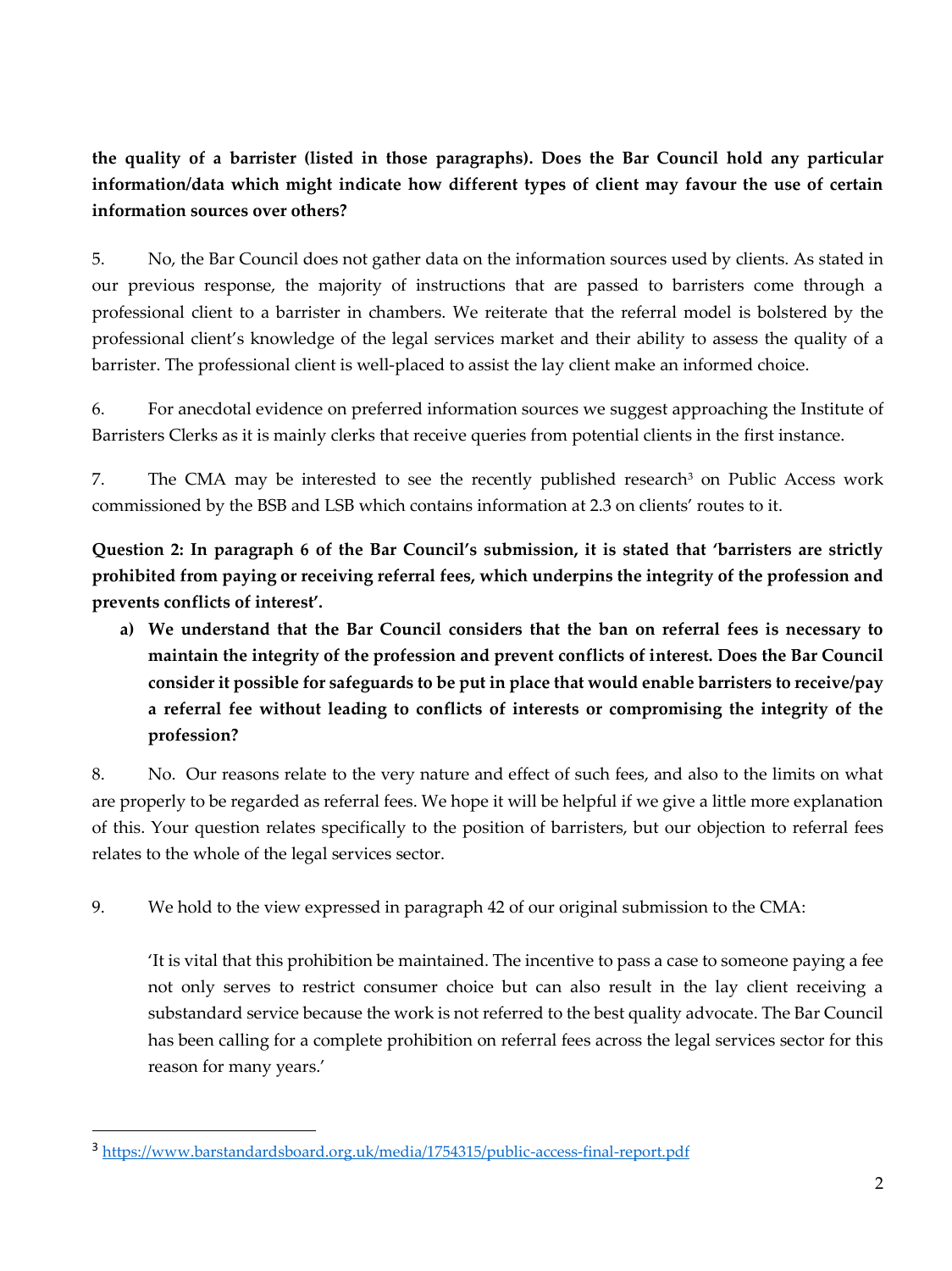**the quality of a barrister (listed in those paragraphs). Does the Bar Council hold any particular information/data which might indicate how different types of client may favour the use of certain information sources over others?**

5. No, the Bar Council does not gather data on the information sources used by clients. As stated in our previous response, the majority of instructions that are passed to barristers come through a professional client to a barrister in chambers. We reiterate that the referral model is bolstered by the professional client's knowledge of the legal services market and their ability to assess the quality of a barrister. The professional client is well-placed to assist the lay client make an informed choice.

6. For anecdotal evidence on preferred information sources we suggest approaching the Institute of Barristers Clerks as it is mainly clerks that receive queries from potential clients in the first instance.

7. The CMA may be interested to see the recently published research[3] on Public Access work commissioned by the BSB and LSB which contains information at 2.3 on clients' routes to it.

**Question 2: In paragraph 6 of the Bar Council's submission, it is stated that 'barristers are strictly prohibited from paying or receiving referral fees, which underpins the integrity of the profession and prevents conflicts of interest'.**

a) **We understand that the Bar Council considers that the ban on referral fees is necessary to maintain the integrity of the profession and prevent conflicts of interest. Does the Bar Council consider it possible for safeguards to be put in place that would enable barristers to receive/pay a referral fee without leading to conflicts of interests or compromising the integrity of the profession?**

8. No. Our reasons relate to the very nature and effect of such fees, and also to the limits on what are properly to be regarded as referral fees. We hope it will be helpful if we give a little more explanation of this. Your question relates specifically to the position of barristers, but our objection to referral fees relates to the whole of the legal services sector.

9. We hold to the view expressed in paragraph 42 of our original submission to the CMA:

> 'It is vital that this prohibition be maintained. The incentive to pass a case to someone paying a fee not only serves to restrict consumer choice but can also result in the lay client receiving a substandard service because the work is not referred to the best quality advocate. The Bar Council has been calling for a complete prohibition on referral fees across the legal services sector for this reason for many years.'

---

[3] https://www.barstandardsboard.org.uk/media/1754315/public-access-final-report.pdf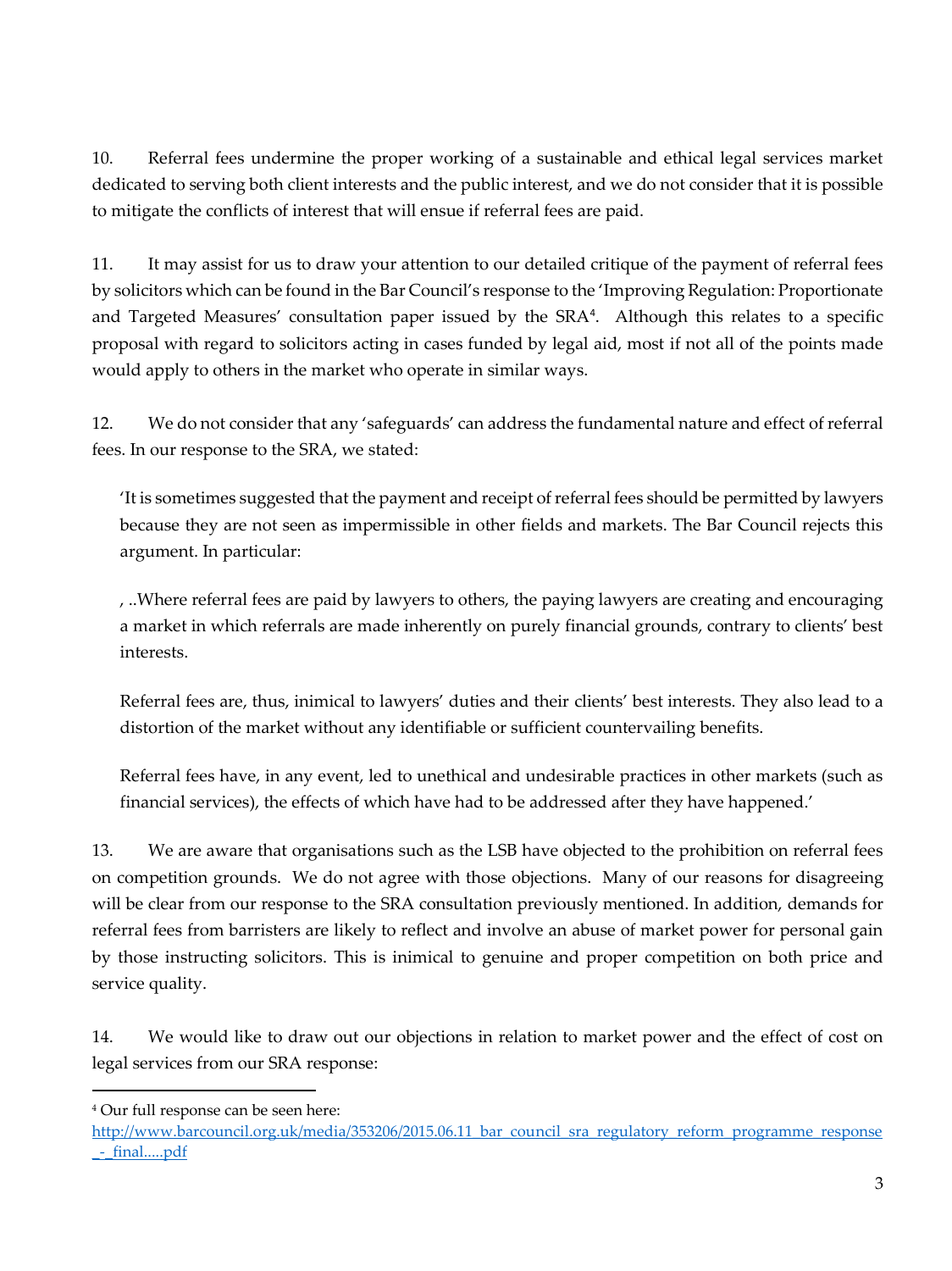10. Referral fees undermine the proper working of a sustainable and ethical legal services market dedicated to serving both client interests and the public interest, and we do not consider that it is possible to mitigate the conflicts of interest that will ensue if referral fees are paid.

11. It may assist for us to draw your attention to our detailed critique of the payment of referral fees by solicitors which can be found in the Bar Council's response to the 'Improving Regulation: Proportionate and Targeted Measures' consultation paper issued by the SRA[4]. Although this relates to a specific proposal with regard to solicitors acting in cases funded by legal aid, most if not all of the points made would apply to others in the market who operate in similar ways.

12. We do not consider that any 'safeguards' can address the fundamental nature and effect of referral fees. In our response to the SRA, we stated:

> 'It is sometimes suggested that the payment and receipt of referral fees should be permitted by lawyers because they are not seen as impermissible in other fields and markets. The Bar Council rejects this argument. In particular:
>
> , ..Where referral fees are paid by lawyers to others, the paying lawyers are creating and encouraging a market in which referrals are made inherently on purely financial grounds, contrary to clients' best interests.
>
> Referral fees are, thus, inimical to lawyers' duties and their clients' best interests. They also lead to a distortion of the market without any identifiable or sufficient countervailing benefits.
>
> Referral fees have, in any event, led to unethical and undesirable practices in other markets (such as financial services), the effects of which have had to be addressed after they have happened.'

13. We are aware that organisations such as the LSB have objected to the prohibition on referral fees on competition grounds. We do not agree with those objections. Many of our reasons for disagreeing will be clear from our response to the SRA consultation previously mentioned. In addition, demands for referral fees from barristers are likely to reflect and involve an abuse of market power for personal gain by those instructing solicitors. This is inimical to genuine and proper competition on both price and service quality.

14. We would like to draw out our objections in relation to market power and the effect of cost on legal services from our SRA response:

---

[4] Our full response can be seen here: http://www.barcouncil.org.uk/media/353206/2015.06.11_bar_council_sra_regulatory_reform_programme_response_-_final.....pdf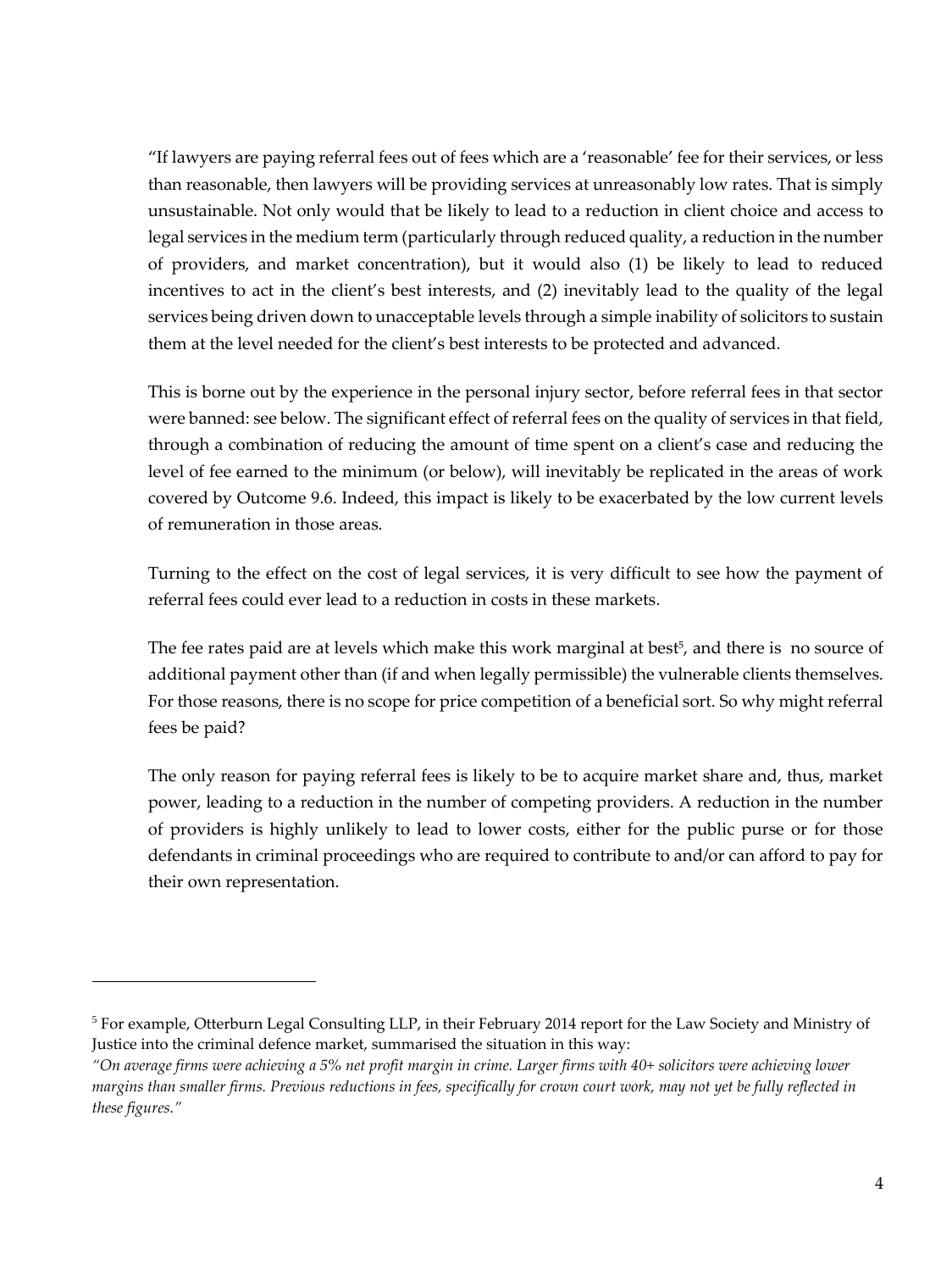"If lawyers are paying referral fees out of fees which are a 'reasonable' fee for their services, or less than reasonable, then lawyers will be providing services at unreasonably low rates. That is simply unsustainable. Not only would that be likely to lead to a reduction in client choice and access to legal services in the medium term (particularly through reduced quality, a reduction in the number of providers, and market concentration), but it would also (1) be likely to lead to reduced incentives to act in the client's best interests, and (2) inevitably lead to the quality of the legal services being driven down to unacceptable levels through a simple inability of solicitors to sustain them at the level needed for the client's best interests to be protected and advanced.

This is borne out by the experience in the personal injury sector, before referral fees in that sector were banned: see below. The significant effect of referral fees on the quality of services in that field, through a combination of reducing the amount of time spent on a client's case and reducing the level of fee earned to the minimum (or below), will inevitably be replicated in the areas of work covered by Outcome 9.6. Indeed, this impact is likely to be exacerbated by the low current levels of remuneration in those areas.

Turning to the effect on the cost of legal services, it is very difficult to see how the payment of referral fees could ever lead to a reduction in costs in these markets.

The fee rates paid are at levels which make this work marginal at best[5], and there is no source of additional payment other than (if and when legally permissible) the vulnerable clients themselves. For those reasons, there is no scope for price competition of a beneficial sort. So why might referral fees be paid?

The only reason for paying referral fees is likely to be to acquire market share and, thus, market power, leading to a reduction in the number of competing providers. A reduction in the number of providers is highly unlikely to lead to lower costs, either for the public purse or for those defendants in criminal proceedings who are required to contribute to and/or can afford to pay for their own representation.

---

[5] For example, Otterburn Legal Consulting LLP, in their February 2014 report for the Law Society and Ministry of Justice into the criminal defence market, summarised the situation in this way:

*"On average firms were achieving a 5% net profit margin in crime. Larger firms with 40+ solicitors were achieving lower margins than smaller firms. Previous reductions in fees, specifically for crown court work, may not yet be fully reflected in these figures."*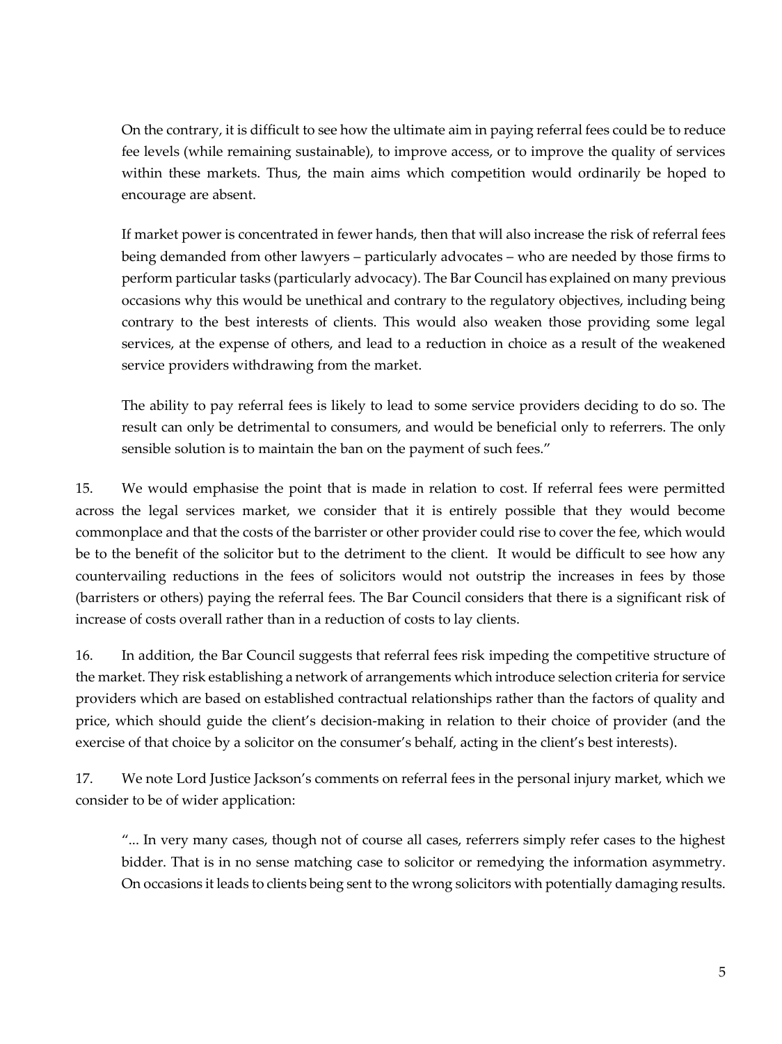> On the contrary, it is difficult to see how the ultimate aim in paying referral fees could be to reduce fee levels (while remaining sustainable), to improve access, or to improve the quality of services within these markets. Thus, the main aims which competition would ordinarily be hoped to encourage are absent.
>
> If market power is concentrated in fewer hands, then that will also increase the risk of referral fees being demanded from other lawyers – particularly advocates – who are needed by those firms to perform particular tasks (particularly advocacy). The Bar Council has explained on many previous occasions why this would be unethical and contrary to the regulatory objectives, including being contrary to the best interests of clients. This would also weaken those providing some legal services, at the expense of others, and lead to a reduction in choice as a result of the weakened service providers withdrawing from the market.
>
> The ability to pay referral fees is likely to lead to some service providers deciding to do so. The result can only be detrimental to consumers, and would be beneficial only to referrers. The only sensible solution is to maintain the ban on the payment of such fees."

15. We would emphasise the point that is made in relation to cost. If referral fees were permitted across the legal services market, we consider that it is entirely possible that they would become commonplace and that the costs of the barrister or other provider could rise to cover the fee, which would be to the benefit of the solicitor but to the detriment to the client. It would be difficult to see how any countervailing reductions in the fees of solicitors would not outstrip the increases in fees by those (barristers or others) paying the referral fees. The Bar Council considers that there is a significant risk of increase of costs overall rather than in a reduction of costs to lay clients.

16. In addition, the Bar Council suggests that referral fees risk impeding the competitive structure of the market. They risk establishing a network of arrangements which introduce selection criteria for service providers which are based on established contractual relationships rather than the factors of quality and price, which should guide the client's decision-making in relation to their choice of provider (and the exercise of that choice by a solicitor on the consumer's behalf, acting in the client's best interests).

17. We note Lord Justice Jackson's comments on referral fees in the personal injury market, which we consider to be of wider application:

> "... In very many cases, though not of course all cases, referrers simply refer cases to the highest bidder. That is in no sense matching case to solicitor or remedying the information asymmetry. On occasions it leads to clients being sent to the wrong solicitors with potentially damaging results.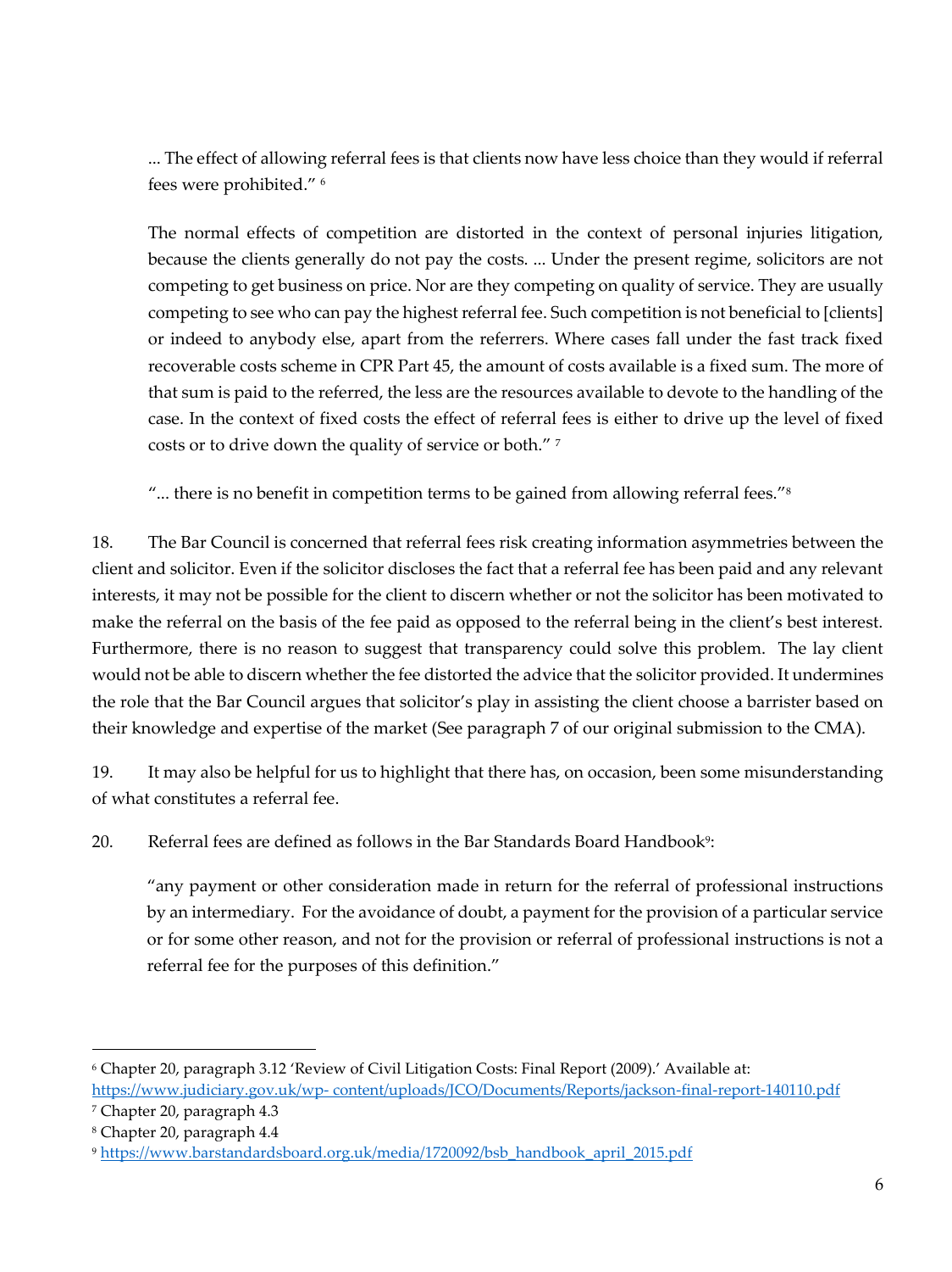> ... The effect of allowing referral fees is that clients now have less choice than they would if referral fees were prohibited." [6]
>
> The normal effects of competition are distorted in the context of personal injuries litigation, because the clients generally do not pay the costs. ... Under the present regime, solicitors are not competing to get business on price. Nor are they competing on quality of service. They are usually competing to see who can pay the highest referral fee. Such competition is not beneficial to [clients] or indeed to anybody else, apart from the referrers. Where cases fall under the fast track fixed recoverable costs scheme in CPR Part 45, the amount of costs available is a fixed sum. The more of that sum is paid to the referred, the less are the resources available to devote to the handling of the case. In the context of fixed costs the effect of referral fees is either to drive up the level of fixed costs or to drive down the quality of service or both." [7]
>
> "... there is no benefit in competition terms to be gained from allowing referral fees."[8]

18. The Bar Council is concerned that referral fees risk creating information asymmetries between the client and solicitor. Even if the solicitor discloses the fact that a referral fee has been paid and any relevant interests, it may not be possible for the client to discern whether or not the solicitor has been motivated to make the referral on the basis of the fee paid as opposed to the referral being in the client's best interest. Furthermore, there is no reason to suggest that transparency could solve this problem. The lay client would not be able to discern whether the fee distorted the advice that the solicitor provided. It undermines the role that the Bar Council argues that solicitor's play in assisting the client choose a barrister based on their knowledge and expertise of the market (See paragraph 7 of our original submission to the CMA).

19. It may also be helpful for us to highlight that there has, on occasion, been some misunderstanding of what constitutes a referral fee.

20. Referral fees are defined as follows in the Bar Standards Board Handbook[9]:

> "any payment or other consideration made in return for the referral of professional instructions by an intermediary. For the avoidance of doubt, a payment for the provision of a particular service or for some other reason, and not for the provision or referral of professional instructions is not a referral fee for the purposes of this definition."

---

[6] Chapter 20, paragraph 3.12 'Review of Civil Litigation Costs: Final Report (2009).' Available at: https://www.judiciary.gov.uk/wp- content/uploads/JCO/Documents/Reports/jackson-final-report-140110.pdf

[7] Chapter 20, paragraph 4.3

[8] Chapter 20, paragraph 4.4

[9] https://www.barstandardsboard.org.uk/media/1720092/bsb_handbook_april_2015.pdf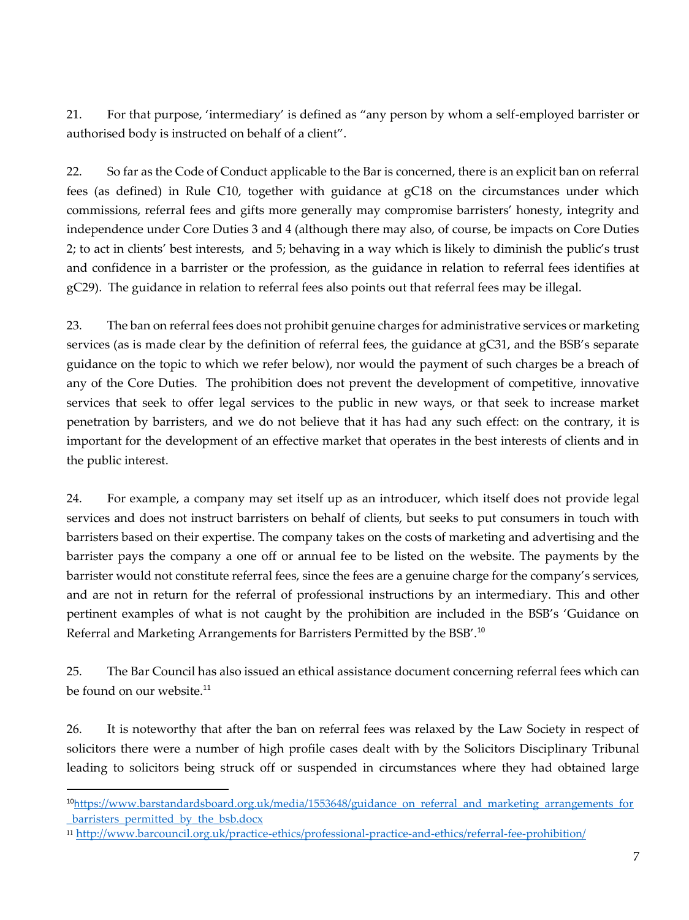21. For that purpose, 'intermediary' is defined as "any person by whom a self-employed barrister or authorised body is instructed on behalf of a client".

22. So far as the Code of Conduct applicable to the Bar is concerned, there is an explicit ban on referral fees (as defined) in Rule C10, together with guidance at gC18 on the circumstances under which commissions, referral fees and gifts more generally may compromise barristers' honesty, integrity and independence under Core Duties 3 and 4 (although there may also, of course, be impacts on Core Duties 2; to act in clients' best interests, and 5; behaving in a way which is likely to diminish the public's trust and confidence in a barrister or the profession, as the guidance in relation to referral fees identifies at gC29). The guidance in relation to referral fees also points out that referral fees may be illegal.

23. The ban on referral fees does not prohibit genuine charges for administrative services or marketing services (as is made clear by the definition of referral fees, the guidance at gC31, and the BSB's separate guidance on the topic to which we refer below), nor would the payment of such charges be a breach of any of the Core Duties. The prohibition does not prevent the development of competitive, innovative services that seek to offer legal services to the public in new ways, or that seek to increase market penetration by barristers, and we do not believe that it has had any such effect: on the contrary, it is important for the development of an effective market that operates in the best interests of clients and in the public interest.

24. For example, a company may set itself up as an introducer, which itself does not provide legal services and does not instruct barristers on behalf of clients, but seeks to put consumers in touch with barristers based on their expertise. The company takes on the costs of marketing and advertising and the barrister pays the company a one off or annual fee to be listed on the website. The payments by the barrister would not constitute referral fees, since the fees are a genuine charge for the company's services, and are not in return for the referral of professional instructions by an intermediary. This and other pertinent examples of what is not caught by the prohibition are included in the BSB's 'Guidance on Referral and Marketing Arrangements for Barristers Permitted by the BSB'.[10]

25. The Bar Council has also issued an ethical assistance document concerning referral fees which can be found on our website.[11]

26. It is noteworthy that after the ban on referral fees was relaxed by the Law Society in respect of solicitors there were a number of high profile cases dealt with by the Solicitors Disciplinary Tribunal leading to solicitors being struck off or suspended in circumstances where they had obtained large

---

[10] https://www.barstandardsboard.org.uk/media/1553648/guidance_on_referral_and_marketing_arrangements_for_barristers_permitted_by_the_bsb.docx

[11] http://www.barcouncil.org.uk/practice-ethics/professional-practice-and-ethics/referral-fee-prohibition/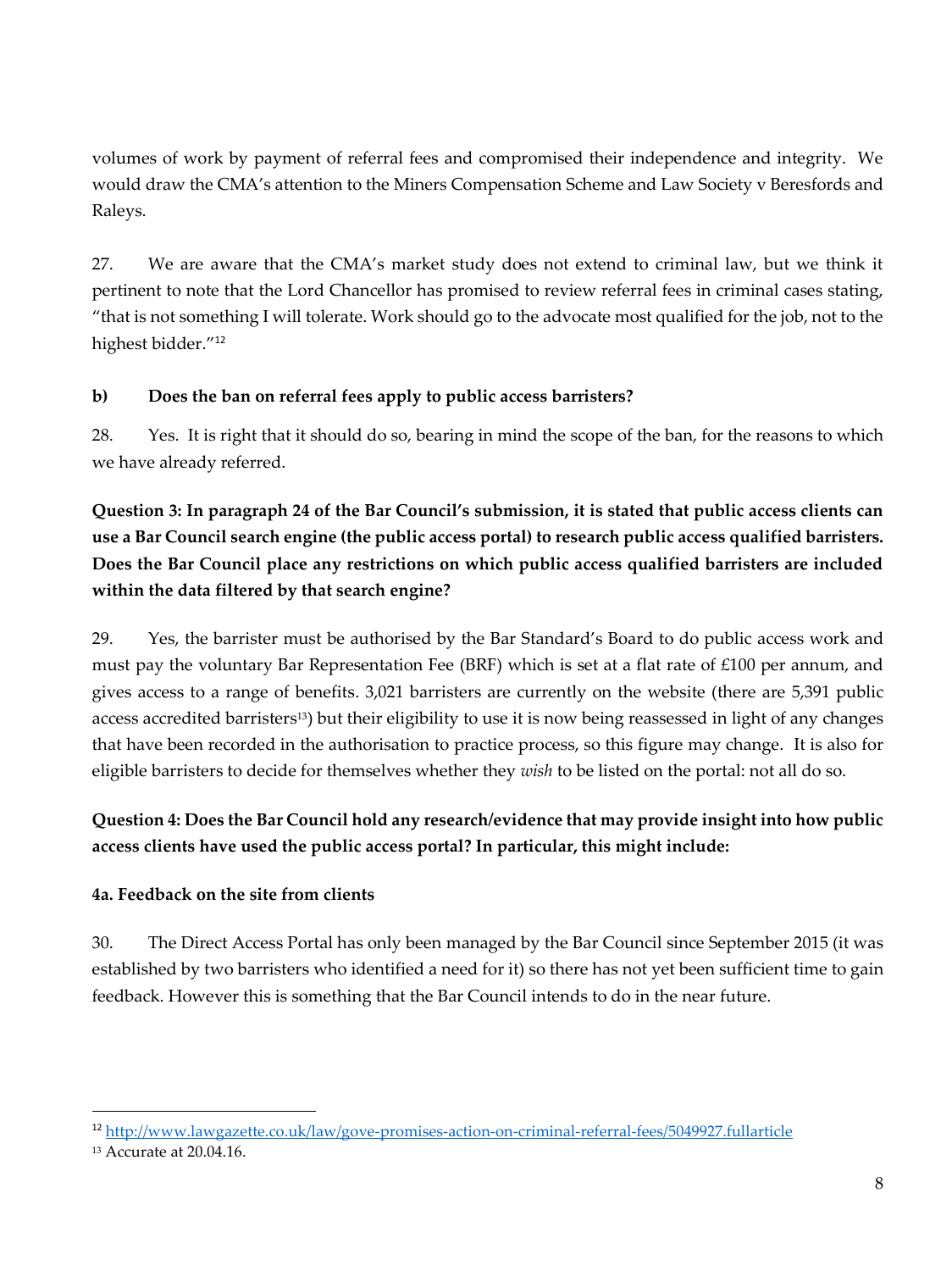volumes of work by payment of referral fees and compromised their independence and integrity. We would draw the CMA's attention to the Miners Compensation Scheme and Law Society v Beresfords and Raleys.

27. We are aware that the CMA's market study does not extend to criminal law, but we think it pertinent to note that the Lord Chancellor has promised to review referral fees in criminal cases stating, "that is not something I will tolerate. Work should go to the advocate most qualified for the job, not to the highest bidder."[12]

**b) Does the ban on referral fees apply to public access barristers?**

28. Yes. It is right that it should do so, bearing in mind the scope of the ban, for the reasons to which we have already referred.

**Question 3: In paragraph 24 of the Bar Council's submission, it is stated that public access clients can use a Bar Council search engine (the public access portal) to research public access qualified barristers. Does the Bar Council place any restrictions on which public access qualified barristers are included within the data filtered by that search engine?**

29. Yes, the barrister must be authorised by the Bar Standard's Board to do public access work and must pay the voluntary Bar Representation Fee (BRF) which is set at a flat rate of £100 per annum, and gives access to a range of benefits. 3,021 barristers are currently on the website (there are 5,391 public access accredited barristers[13]) but their eligibility to use it is now being reassessed in light of any changes that have been recorded in the authorisation to practice process, so this figure may change. It is also for eligible barristers to decide for themselves whether they *wish* to be listed on the portal: not all do so.

**Question 4: Does the Bar Council hold any research/evidence that may provide insight into how public access clients have used the public access portal? In particular, this might include:**

**4a. Feedback on the site from clients**

30. The Direct Access Portal has only been managed by the Bar Council since September 2015 (it was established by two barristers who identified a need for it) so there has not yet been sufficient time to gain feedback. However this is something that the Bar Council intends to do in the near future.

---

[12] http://www.lawgazette.co.uk/law/gove-promises-action-on-criminal-referral-fees/5049927.fullarticle

[13] Accurate at 20.04.16.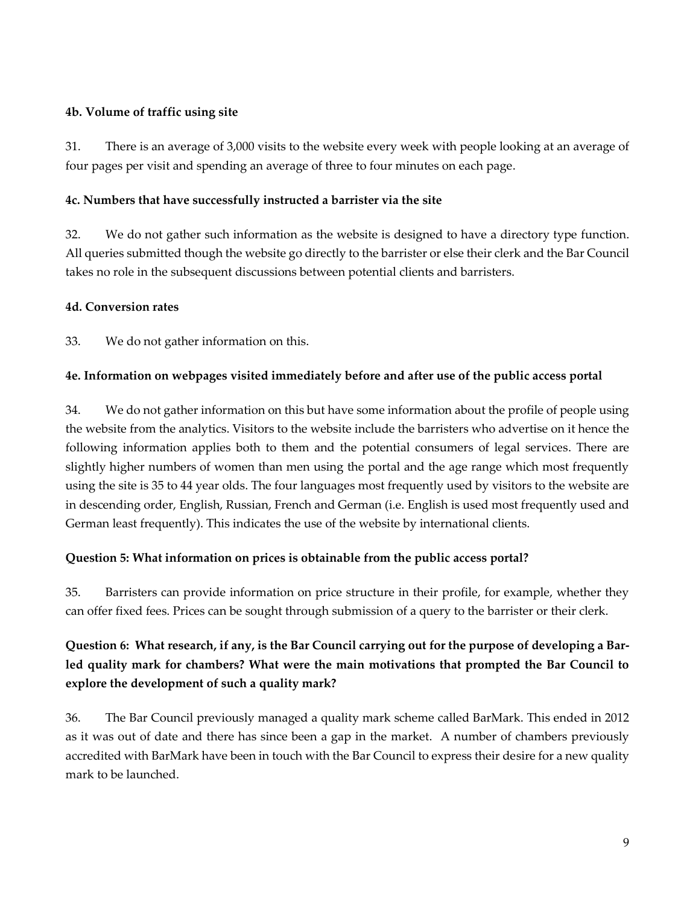**4b. Volume of traffic using site**

31. There is an average of 3,000 visits to the website every week with people looking at an average of four pages per visit and spending an average of three to four minutes on each page.

**4c. Numbers that have successfully instructed a barrister via the site**

32. We do not gather such information as the website is designed to have a directory type function. All queries submitted though the website go directly to the barrister or else their clerk and the Bar Council takes no role in the subsequent discussions between potential clients and barristers.

**4d. Conversion rates**

33. We do not gather information on this.

**4e. Information on webpages visited immediately before and after use of the public access portal**

34. We do not gather information on this but have some information about the profile of people using the website from the analytics. Visitors to the website include the barristers who advertise on it hence the following information applies both to them and the potential consumers of legal services. There are slightly higher numbers of women than men using the portal and the age range which most frequently using the site is 35 to 44 year olds. The four languages most frequently used by visitors to the website are in descending order, English, Russian, French and German (i.e. English is used most frequently used and German least frequently). This indicates the use of the website by international clients.

**Question 5: What information on prices is obtainable from the public access portal?**

35. Barristers can provide information on price structure in their profile, for example, whether they can offer fixed fees. Prices can be sought through submission of a query to the barrister or their clerk.

**Question 6: What research, if any, is the Bar Council carrying out for the purpose of developing a Bar-led quality mark for chambers? What were the main motivations that prompted the Bar Council to explore the development of such a quality mark?**

36. The Bar Council previously managed a quality mark scheme called BarMark. This ended in 2012 as it was out of date and there has since been a gap in the market. A number of chambers previously accredited with BarMark have been in touch with the Bar Council to express their desire for a new quality mark to be launched.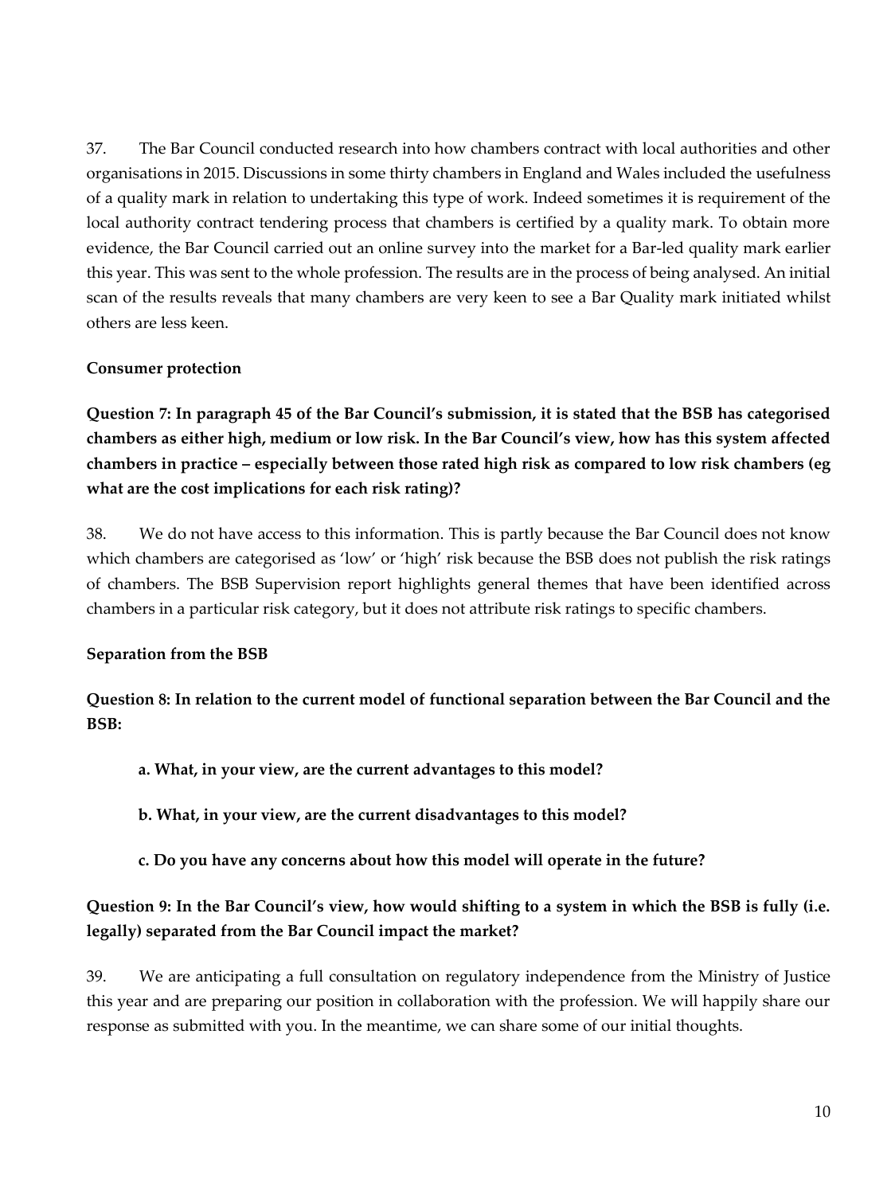37. The Bar Council conducted research into how chambers contract with local authorities and other organisations in 2015. Discussions in some thirty chambers in England and Wales included the usefulness of a quality mark in relation to undertaking this type of work. Indeed sometimes it is requirement of the local authority contract tendering process that chambers is certified by a quality mark. To obtain more evidence, the Bar Council carried out an online survey into the market for a Bar-led quality mark earlier this year. This was sent to the whole profession. The results are in the process of being analysed. An initial scan of the results reveals that many chambers are very keen to see a Bar Quality mark initiated whilst others are less keen.

**Consumer protection**

**Question 7: In paragraph 45 of the Bar Council's submission, it is stated that the BSB has categorised chambers as either high, medium or low risk. In the Bar Council's view, how has this system affected chambers in practice – especially between those rated high risk as compared to low risk chambers (eg what are the cost implications for each risk rating)?**

38. We do not have access to this information. This is partly because the Bar Council does not know which chambers are categorised as 'low' or 'high' risk because the BSB does not publish the risk ratings of chambers. The BSB Supervision report highlights general themes that have been identified across chambers in a particular risk category, but it does not attribute risk ratings to specific chambers.

**Separation from the BSB**

**Question 8: In relation to the current model of functional separation between the Bar Council and the BSB:**

**a. What, in your view, are the current advantages to this model?**

**b. What, in your view, are the current disadvantages to this model?**

**c. Do you have any concerns about how this model will operate in the future?**

**Question 9: In the Bar Council's view, how would shifting to a system in which the BSB is fully (i.e. legally) separated from the Bar Council impact the market?**

39. We are anticipating a full consultation on regulatory independence from the Ministry of Justice this year and are preparing our position in collaboration with the profession. We will happily share our response as submitted with you. In the meantime, we can share some of our initial thoughts.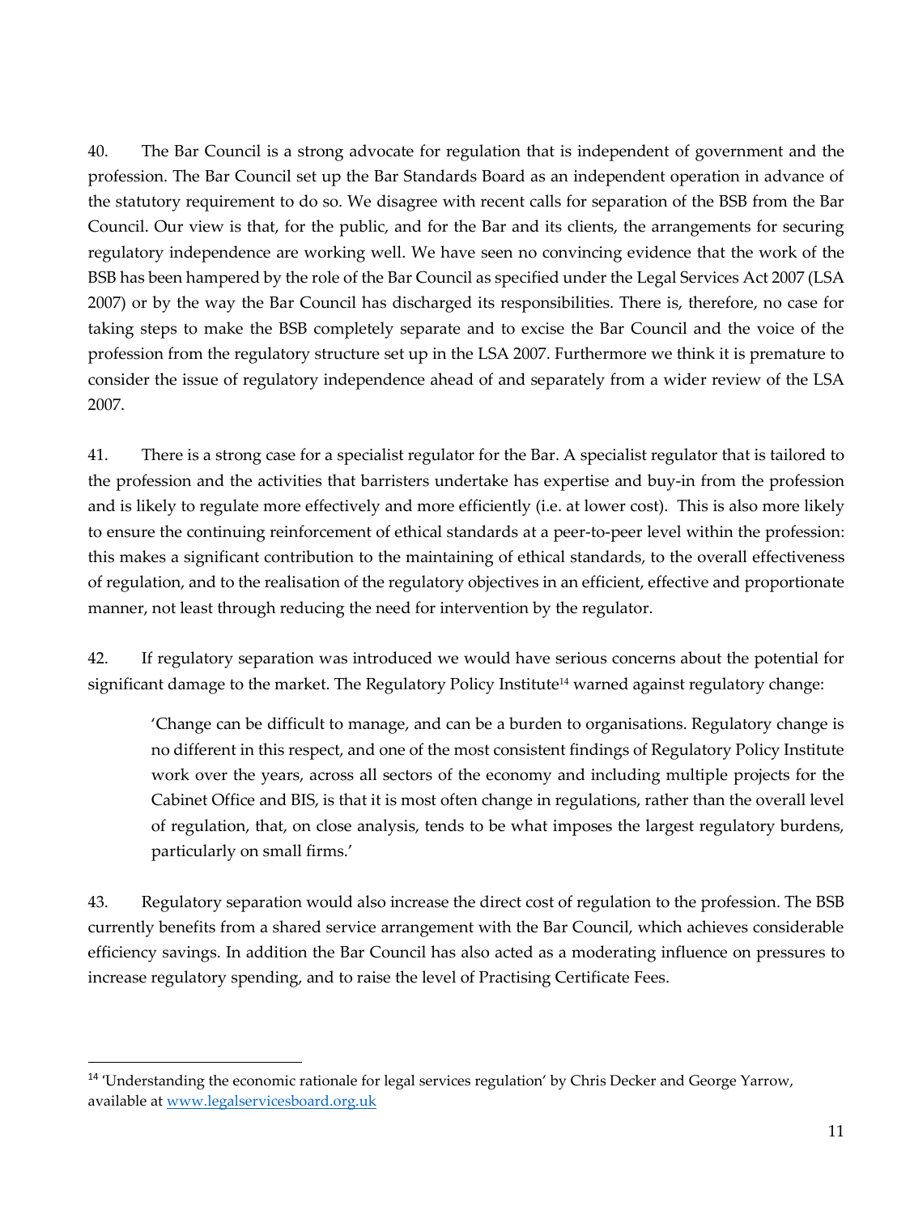40. The Bar Council is a strong advocate for regulation that is independent of government and the profession. The Bar Council set up the Bar Standards Board as an independent operation in advance of the statutory requirement to do so. We disagree with recent calls for separation of the BSB from the Bar Council. Our view is that, for the public, and for the Bar and its clients, the arrangements for securing regulatory independence are working well. We have seen no convincing evidence that the work of the BSB has been hampered by the role of the Bar Council as specified under the Legal Services Act 2007 (LSA 2007) or by the way the Bar Council has discharged its responsibilities. There is, therefore, no case for taking steps to make the BSB completely separate and to excise the Bar Council and the voice of the profession from the regulatory structure set up in the LSA 2007. Furthermore we think it is premature to consider the issue of regulatory independence ahead of and separately from a wider review of the LSA 2007.

41. There is a strong case for a specialist regulator for the Bar. A specialist regulator that is tailored to the profession and the activities that barristers undertake has expertise and buy-in from the profession and is likely to regulate more effectively and more efficiently (i.e. at lower cost). This is also more likely to ensure the continuing reinforcement of ethical standards at a peer-to-peer level within the profession: this makes a significant contribution to the maintaining of ethical standards, to the overall effectiveness of regulation, and to the realisation of the regulatory objectives in an efficient, effective and proportionate manner, not least through reducing the need for intervention by the regulator.

42. If regulatory separation was introduced we would have serious concerns about the potential for significant damage to the market. The Regulatory Policy Institute[14] warned against regulatory change:

> 'Change can be difficult to manage, and can be a burden to organisations. Regulatory change is no different in this respect, and one of the most consistent findings of Regulatory Policy Institute work over the years, across all sectors of the economy and including multiple projects for the Cabinet Office and BIS, is that it is most often change in regulations, rather than the overall level of regulation, that, on close analysis, tends to be what imposes the largest regulatory burdens, particularly on small firms.'

43. Regulatory separation would also increase the direct cost of regulation to the profession. The BSB currently benefits from a shared service arrangement with the Bar Council, which achieves considerable efficiency savings. In addition the Bar Council has also acted as a moderating influence on pressures to increase regulatory spending, and to raise the level of Practising Certificate Fees.

---

[14] 'Understanding the economic rationale for legal services regulation' by Chris Decker and George Yarrow, available at www.legalservicesboard.org.uk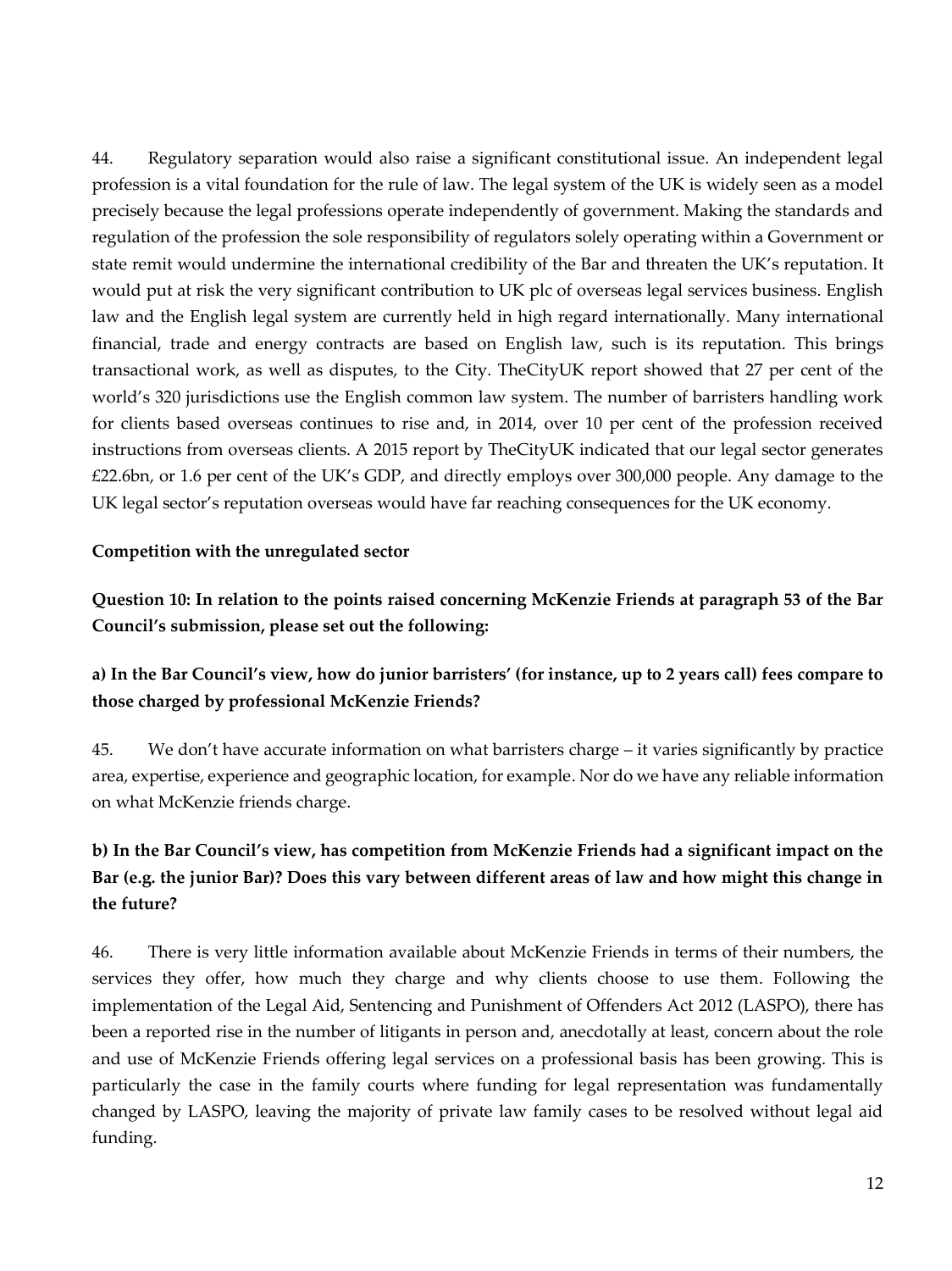44. Regulatory separation would also raise a significant constitutional issue. An independent legal profession is a vital foundation for the rule of law. The legal system of the UK is widely seen as a model precisely because the legal professions operate independently of government. Making the standards and regulation of the profession the sole responsibility of regulators solely operating within a Government or state remit would undermine the international credibility of the Bar and threaten the UK's reputation. It would put at risk the very significant contribution to UK plc of overseas legal services business. English law and the English legal system are currently held in high regard internationally. Many international financial, trade and energy contracts are based on English law, such is its reputation. This brings transactional work, as well as disputes, to the City. TheCityUK report showed that 27 per cent of the world's 320 jurisdictions use the English common law system. The number of barristers handling work for clients based overseas continues to rise and, in 2014, over 10 per cent of the profession received instructions from overseas clients. A 2015 report by TheCityUK indicated that our legal sector generates £22.6bn, or 1.6 per cent of the UK's GDP, and directly employs over 300,000 people. Any damage to the UK legal sector's reputation overseas would have far reaching consequences for the UK economy.

**Competition with the unregulated sector**

**Question 10: In relation to the points raised concerning McKenzie Friends at paragraph 53 of the Bar Council's submission, please set out the following:**

**a) In the Bar Council's view, how do junior barristers' (for instance, up to 2 years call) fees compare to those charged by professional McKenzie Friends?**

45. We don't have accurate information on what barristers charge – it varies significantly by practice area, expertise, experience and geographic location, for example. Nor do we have any reliable information on what McKenzie friends charge.

**b) In the Bar Council's view, has competition from McKenzie Friends had a significant impact on the Bar (e.g. the junior Bar)? Does this vary between different areas of law and how might this change in the future?**

46. There is very little information available about McKenzie Friends in terms of their numbers, the services they offer, how much they charge and why clients choose to use them. Following the implementation of the Legal Aid, Sentencing and Punishment of Offenders Act 2012 (LASPO), there has been a reported rise in the number of litigants in person and, anecdotally at least, concern about the role and use of McKenzie Friends offering legal services on a professional basis has been growing. This is particularly the case in the family courts where funding for legal representation was fundamentally changed by LASPO, leaving the majority of private law family cases to be resolved without legal aid funding.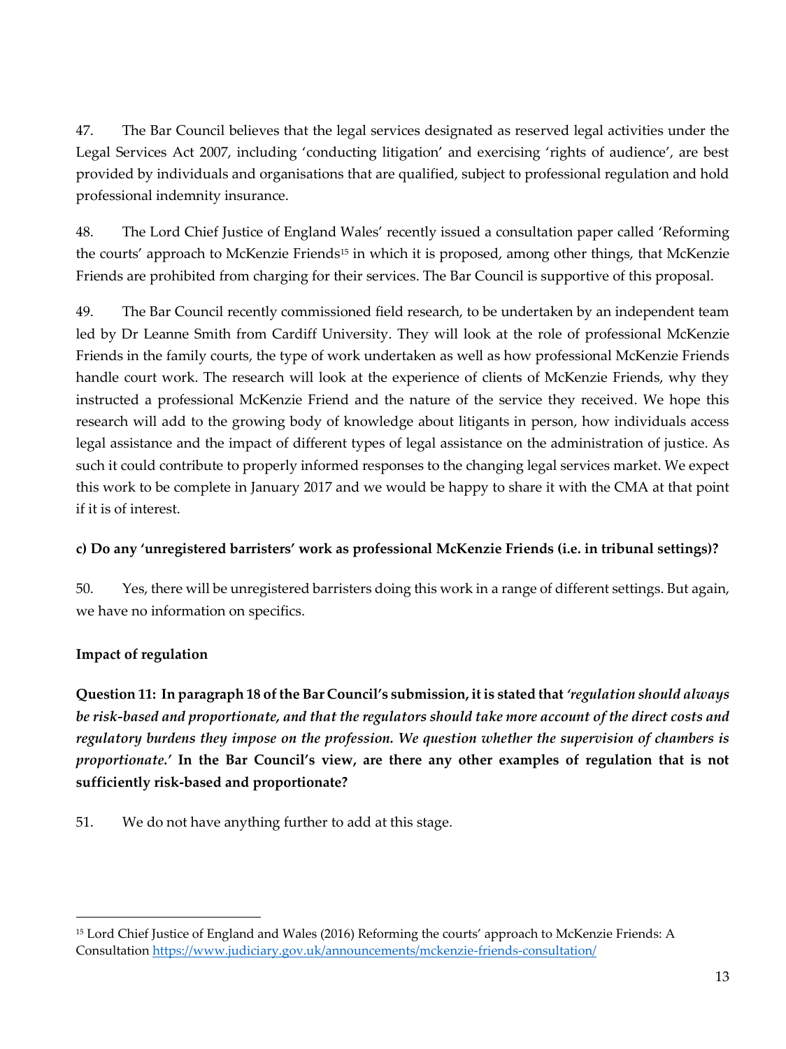47. The Bar Council believes that the legal services designated as reserved legal activities under the Legal Services Act 2007, including 'conducting litigation' and exercising 'rights of audience', are best provided by individuals and organisations that are qualified, subject to professional regulation and hold professional indemnity insurance.

48. The Lord Chief Justice of England Wales' recently issued a consultation paper called 'Reforming the courts' approach to McKenzie Friends[15] in which it is proposed, among other things, that McKenzie Friends are prohibited from charging for their services. The Bar Council is supportive of this proposal.

49. The Bar Council recently commissioned field research, to be undertaken by an independent team led by Dr Leanne Smith from Cardiff University. They will look at the role of professional McKenzie Friends in the family courts, the type of work undertaken as well as how professional McKenzie Friends handle court work. The research will look at the experience of clients of McKenzie Friends, why they instructed a professional McKenzie Friend and the nature of the service they received. We hope this research will add to the growing body of knowledge about litigants in person, how individuals access legal assistance and the impact of different types of legal assistance on the administration of justice. As such it could contribute to properly informed responses to the changing legal services market. We expect this work to be complete in January 2017 and we would be happy to share it with the CMA at that point if it is of interest.

**c) Do any 'unregistered barristers' work as professional McKenzie Friends (i.e. in tribunal settings)?**

50. Yes, there will be unregistered barristers doing this work in a range of different settings. But again, we have no information on specifics.

**Impact of regulation**

**Question 11: In paragraph 18 of the Bar Council's submission, it is stated that *'regulation should always be risk-based and proportionate, and that the regulators should take more account of the direct costs and regulatory burdens they impose on the profession. We question whether the supervision of chambers is proportionate.'* In the Bar Council's view, are there any other examples of regulation that is not sufficiently risk-based and proportionate?**

51. We do not have anything further to add at this stage.

---

[15] Lord Chief Justice of England and Wales (2016) Reforming the courts' approach to McKenzie Friends: A Consultation https://www.judiciary.gov.uk/announcements/mckenzie-friends-consultation/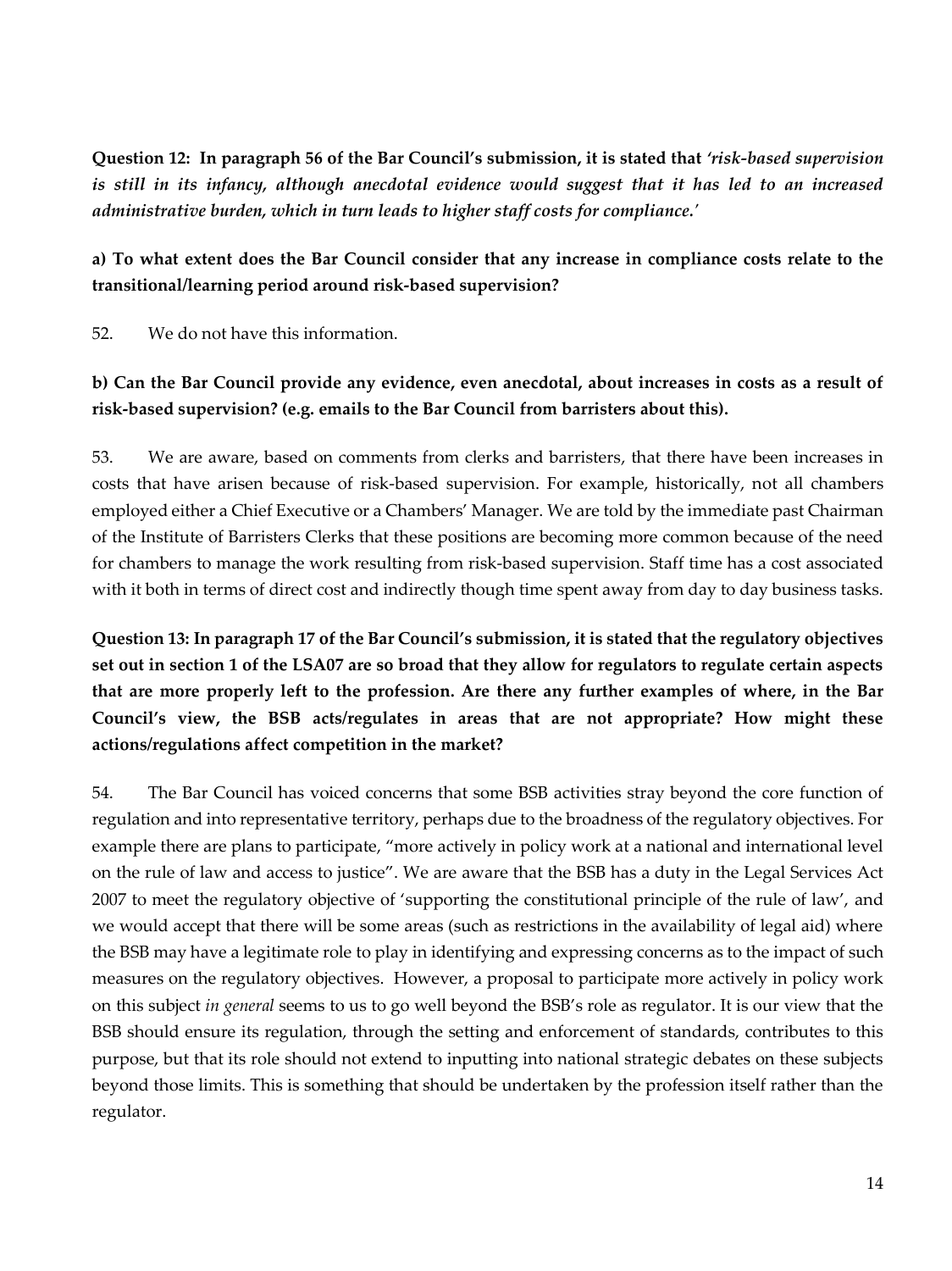**Question 12: In paragraph 56 of the Bar Council's submission, it is stated that *'risk-based supervision is still in its infancy, although anecdotal evidence would suggest that it has led to an increased administrative burden, which in turn leads to higher staff costs for compliance.'***

**a) To what extent does the Bar Council consider that any increase in compliance costs relate to the transitional/learning period around risk-based supervision?**

52. We do not have this information.

**b) Can the Bar Council provide any evidence, even anecdotal, about increases in costs as a result of risk-based supervision? (e.g. emails to the Bar Council from barristers about this).**

53. We are aware, based on comments from clerks and barristers, that there have been increases in costs that have arisen because of risk-based supervision. For example, historically, not all chambers employed either a Chief Executive or a Chambers' Manager. We are told by the immediate past Chairman of the Institute of Barristers Clerks that these positions are becoming more common because of the need for chambers to manage the work resulting from risk-based supervision. Staff time has a cost associated with it both in terms of direct cost and indirectly though time spent away from day to day business tasks.

**Question 13: In paragraph 17 of the Bar Council's submission, it is stated that the regulatory objectives set out in section 1 of the LSA07 are so broad that they allow for regulators to regulate certain aspects that are more properly left to the profession. Are there any further examples of where, in the Bar Council's view, the BSB acts/regulates in areas that are not appropriate? How might these actions/regulations affect competition in the market?**

54. The Bar Council has voiced concerns that some BSB activities stray beyond the core function of regulation and into representative territory, perhaps due to the broadness of the regulatory objectives. For example there are plans to participate, "more actively in policy work at a national and international level on the rule of law and access to justice". We are aware that the BSB has a duty in the Legal Services Act 2007 to meet the regulatory objective of 'supporting the constitutional principle of the rule of law', and we would accept that there will be some areas (such as restrictions in the availability of legal aid) where the BSB may have a legitimate role to play in identifying and expressing concerns as to the impact of such measures on the regulatory objectives. However, a proposal to participate more actively in policy work on this subject *in general* seems to us to go well beyond the BSB's role as regulator. It is our view that the BSB should ensure its regulation, through the setting and enforcement of standards, contributes to this purpose, but that its role should not extend to inputting into national strategic debates on these subjects beyond those limits. This is something that should be undertaken by the profession itself rather than the regulator.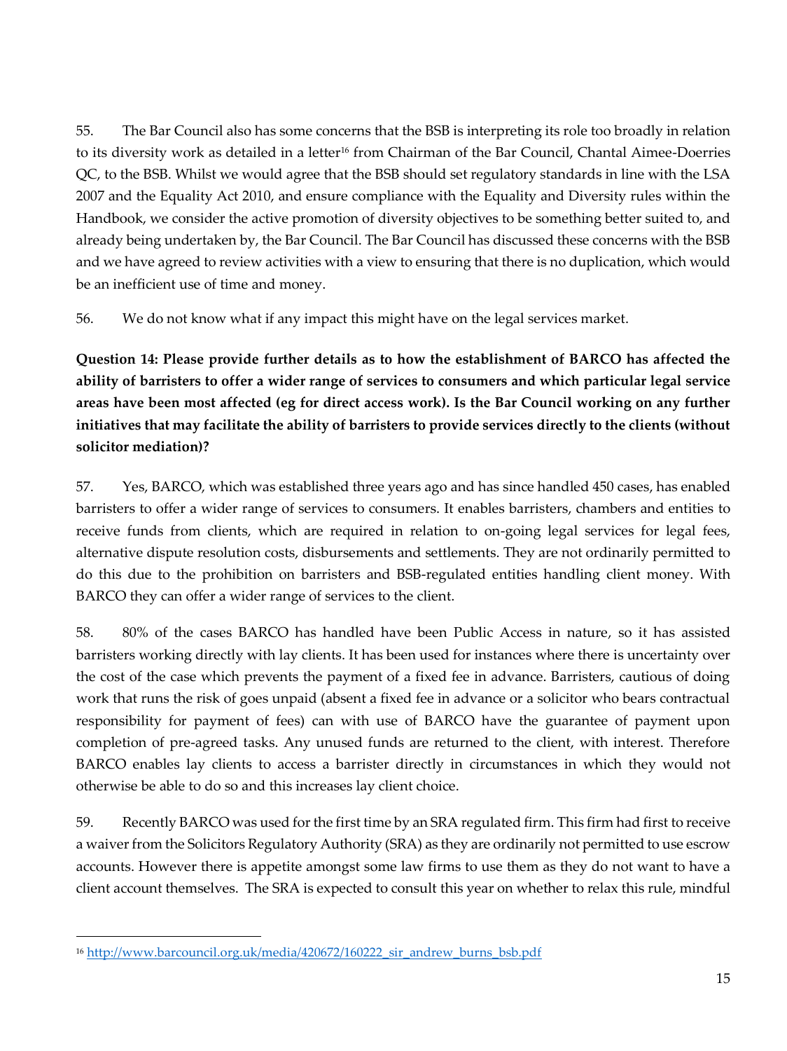55. The Bar Council also has some concerns that the BSB is interpreting its role too broadly in relation to its diversity work as detailed in a letter[16] from Chairman of the Bar Council, Chantal Aimee-Doerries QC, to the BSB. Whilst we would agree that the BSB should set regulatory standards in line with the LSA 2007 and the Equality Act 2010, and ensure compliance with the Equality and Diversity rules within the Handbook, we consider the active promotion of diversity objectives to be something better suited to, and already being undertaken by, the Bar Council. The Bar Council has discussed these concerns with the BSB and we have agreed to review activities with a view to ensuring that there is no duplication, which would be an inefficient use of time and money.

56. We do not know what if any impact this might have on the legal services market.

**Question 14: Please provide further details as to how the establishment of BARCO has affected the ability of barristers to offer a wider range of services to consumers and which particular legal service areas have been most affected (eg for direct access work). Is the Bar Council working on any further initiatives that may facilitate the ability of barristers to provide services directly to the clients (without solicitor mediation)?**

57. Yes, BARCO, which was established three years ago and has since handled 450 cases, has enabled barristers to offer a wider range of services to consumers. It enables barristers, chambers and entities to receive funds from clients, which are required in relation to on-going legal services for legal fees, alternative dispute resolution costs, disbursements and settlements. They are not ordinarily permitted to do this due to the prohibition on barristers and BSB-regulated entities handling client money. With BARCO they can offer a wider range of services to the client.

58. 80% of the cases BARCO has handled have been Public Access in nature, so it has assisted barristers working directly with lay clients. It has been used for instances where there is uncertainty over the cost of the case which prevents the payment of a fixed fee in advance. Barristers, cautious of doing work that runs the risk of goes unpaid (absent a fixed fee in advance or a solicitor who bears contractual responsibility for payment of fees) can with use of BARCO have the guarantee of payment upon completion of pre-agreed tasks. Any unused funds are returned to the client, with interest. Therefore BARCO enables lay clients to access a barrister directly in circumstances in which they would not otherwise be able to do so and this increases lay client choice.

59. Recently BARCO was used for the first time by an SRA regulated firm. This firm had first to receive a waiver from the Solicitors Regulatory Authority (SRA) as they are ordinarily not permitted to use escrow accounts. However there is appetite amongst some law firms to use them as they do not want to have a client account themselves. The SRA is expected to consult this year on whether to relax this rule, mindful

---

[16] http://www.barcouncil.org.uk/media/420672/160222_sir_andrew_burns_bsb.pdf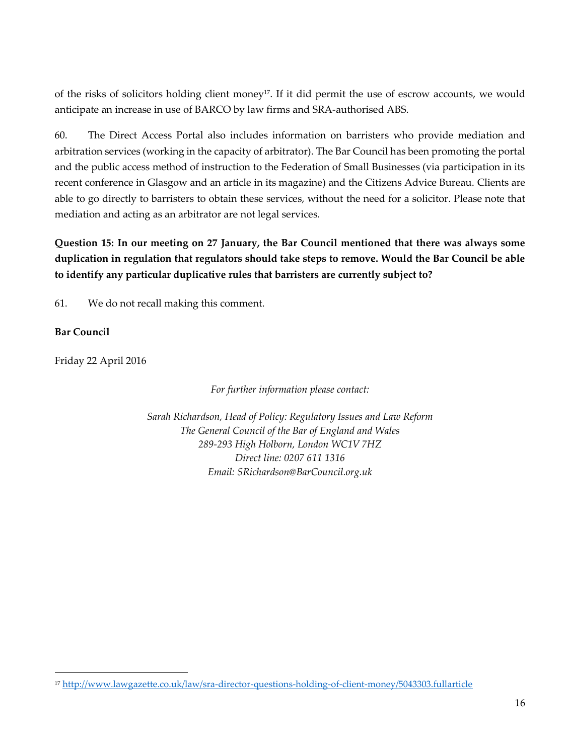of the risks of solicitors holding client money[17]. If it did permit the use of escrow accounts, we would anticipate an increase in use of BARCO by law firms and SRA-authorised ABS.

60. The Direct Access Portal also includes information on barristers who provide mediation and arbitration services (working in the capacity of arbitrator). The Bar Council has been promoting the portal and the public access method of instruction to the Federation of Small Businesses (via participation in its recent conference in Glasgow and an article in its magazine) and the Citizens Advice Bureau. Clients are able to go directly to barristers to obtain these services, without the need for a solicitor. Please note that mediation and acting as an arbitrator are not legal services.

**Question 15: In our meeting on 27 January, the Bar Council mentioned that there was always some duplication in regulation that regulators should take steps to remove. Would the Bar Council be able to identify any particular duplicative rules that barristers are currently subject to?**

61. We do not recall making this comment.

**Bar Council**

Friday 22 April 2016

*For further information please contact:*

*Sarah Richardson, Head of Policy: Regulatory Issues and Law Reform*
*The General Council of the Bar of England and Wales*
*289-293 High Holborn, London WC1V 7HZ*
*Direct line: 0207 611 1316*
*Email: SRichardson@BarCouncil.org.uk*

---

[17] http://www.lawgazette.co.uk/law/sra-director-questions-holding-of-client-money/5043303.fullarticle